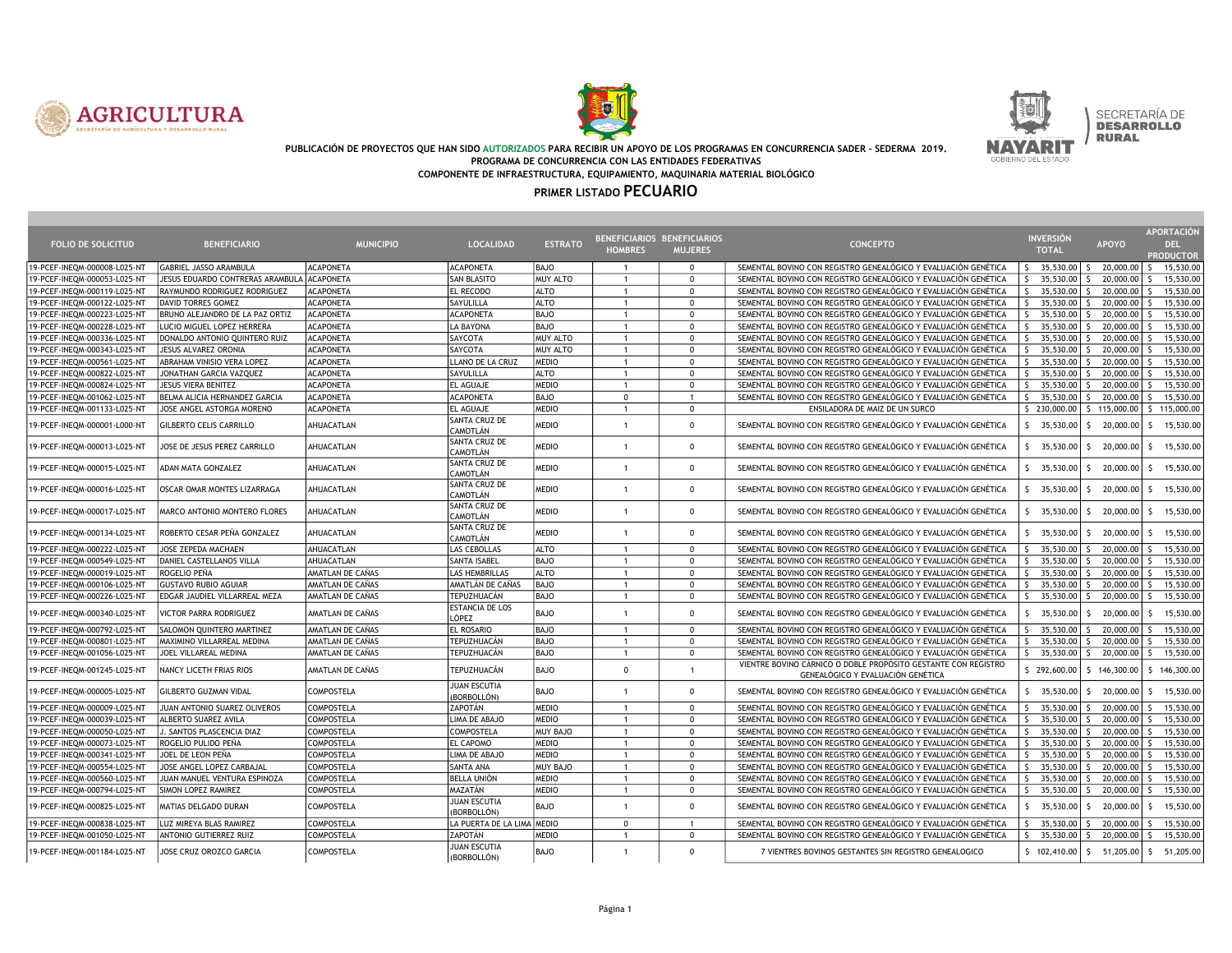PUBLICACIÓN DE PROYECTOS QUE HAN SIDO **AUTORIZADOS** PARA RECIBIR UN APOYO DE LOS PROGRAMAS EN CONCURRENCIA SADER - SEDERMA 2019.

PROGRAMA DE CONCURRENCIA CON LAS ENTIDADES FEDERATIVAS

COMPONENTE DE INFRAESTRUCTURA, EQUIPAMIENTO, MAQUINARIA MATERIAL BIOLÓGICO

## PRIMER LISTADO PECUARIO

| FOLIO DE SOLICITUD | BENEFICIARIO | MUNICIPIO | LOCALIDAD | ESTRATO | BENEFICIARIOS HOMBRES | BENEFICIARIOS MUJERES | CONCEPTO | INVERSIÓN TOTAL | APOYO | APORTACIÓN DEL PRODUCTOR |
|---|---|---|---|---|---|---|---|---|---|---|
| 19-PCEF-INEQM-000008-L025-NT | GABRIEL JASSO ARAMBULA | ACAPONETA | ACAPONETA | BAJO | 1 | 0 | SEMENTAL BOVINO CON REGISTRO GENEALÓGICO Y EVALUACIÓN GENÉTICA | $ 35,530.00 | $ 20,000.00 | $ 15,530.00 |
| 19-PCEF-INEQM-000053-L025-NT | JESUS EDUARDO CONTRERAS ARAMBULA | ACAPONETA | SAN BLASITO | MUY ALTO | 1 | 0 | SEMENTAL BOVINO CON REGISTRO GENEALÓGICO Y EVALUACIÓN GENÉTICA | $ 35,530.00 | $ 20,000.00 | $ 15,530.00 |
| 19-PCEF-INEQM-000119-L025-NT | RAYMUNDO RODRIGUEZ RODRIGUEZ | ACAPONETA | EL RECODO | ALTO | 1 | 0 | SEMENTAL BOVINO CON REGISTRO GENEALÓGICO Y EVALUACIÓN GENÉTICA | $ 35,530.00 | $ 20,000.00 | $ 15,530.00 |
| 19-PCEF-INEQM-000122-L025-NT | DAVID TORRES GOMEZ | ACAPONETA | SAYULILLA | ALTO | 1 | 0 | SEMENTAL BOVINO CON REGISTRO GENEALÓGICO Y EVALUACIÓN GENÉTICA | $ 35,530.00 | $ 20,000.00 | $ 15,530.00 |
| 19-PCEF-INEQM-000223-L025-NT | BRUNO ALEJANDRO DE LA PAZ ORTIZ | ACAPONETA | ACAPONETA | BAJO | 1 | 0 | SEMENTAL BOVINO CON REGISTRO GENEALÓGICO Y EVALUACIÓN GENÉTICA | $ 35,530.00 | $ 20,000.00 | $ 15,530.00 |
| 19-PCEF-INEQM-000228-L025-NT | LUCIO MIGUEL LOPEZ HERRERA | ACAPONETA | LA BAYONA | BAJO | 1 | 0 | SEMENTAL BOVINO CON REGISTRO GENEALÓGICO Y EVALUACIÓN GENÉTICA | $ 35,530.00 | $ 20,000.00 | $ 15,530.00 |
| 19-PCEF-INEQM-000336-L025-NT | DONALDO ANTONIO QUINTERO RUIZ | ACAPONETA | SAYCOTA | MUY ALTO | 1 | 0 | SEMENTAL BOVINO CON REGISTRO GENEALÓGICO Y EVALUACIÓN GENÉTICA | $ 35,530.00 | $ 20,000.00 | $ 15,530.00 |
| 19-PCEF-INEQM-000343-L025-NT | JESUS ALVAREZ ORONIA | ACAPONETA | SAYCOTA | MUY ALTO | 1 | 0 | SEMENTAL BOVINO CON REGISTRO GENEALÓGICO Y EVALUACIÓN GENÉTICA | $ 35,530.00 | $ 20,000.00 | $ 15,530.00 |
| 19-PCEF-INEQM-000561-L025-NT | ABRAHAM VINISIO VERA LOPEZ | ACAPONETA | LLANO DE LA CRUZ | MEDIO | 1 | 0 | SEMENTAL BOVINO CON REGISTRO GENEALÓGICO Y EVALUACIÓN GENÉTICA | $ 35,530.00 | $ 20,000.00 | $ 15,530.00 |
| 19-PCEF-INEQM-000822-L025-NT | JONATHAN GARCIA VAZQUEZ | ACAPONETA | SAYULILLA | ALTO | 1 | 0 | SEMENTAL BOVINO CON REGISTRO GENEALÓGICO Y EVALUACIÓN GENÉTICA | $ 35,530.00 | $ 20,000.00 | $ 15,530.00 |
| 19-PCEF-INEQM-000824-L025-NT | JESUS VIERA BENITEZ | ACAPONETA | EL AGUAJE | MEDIO | 1 | 0 | SEMENTAL BOVINO CON REGISTRO GENEALÓGICO Y EVALUACIÓN GENÉTICA | $ 35,530.00 | $ 20,000.00 | $ 15,530.00 |
| 19-PCEF-INEQM-001062-L025-NT | BELMA ALICIA HERNANDEZ GARCIA | ACAPONETA | ACAPONETA | BAJO | 0 | 1 | SEMENTAL BOVINO CON REGISTRO GENEALÓGICO Y EVALUACIÓN GENÉTICA | $ 35,530.00 | $ 20,000.00 | $ 15,530.00 |
| 19-PCEF-INEQM-001133-L025-NT | JOSE ANGEL ASTORGA MORENO | ACAPONETA | EL AGUAJE | MEDIO | 1 | 0 | ENSILADORA DE MAIZ DE UN SURCO | $ 230,000.00 | $ 115,000.00 | $ 115,000.00 |
| 19-PCEF-INEQM-000001-L000-NT | GILBERTO CELIS CARRILLO | AHUACATLAN | SANTA CRUZ DE CAMOTLÁN | MEDIO | 1 | 0 | SEMENTAL BOVINO CON REGISTRO GENEALÓGICO Y EVALUACIÓN GENÉTICA | $ 35,530.00 | $ 20,000.00 | $ 15,530.00 |
| 19-PCEF-INEQM-000013-L025-NT | JOSE DE JESUS PEREZ CARRILLO | AHUACATLAN | SANTA CRUZ DE CAMOTLÁN | MEDIO | 1 | 0 | SEMENTAL BOVINO CON REGISTRO GENEALÓGICO Y EVALUACIÓN GENÉTICA | $ 35,530.00 | $ 20,000.00 | $ 15,530.00 |
| 19-PCEF-INEQM-000015-L025-NT | ADAN MATA GONZALEZ | AHUACATLAN | SANTA CRUZ DE CAMOTLÁN | MEDIO | 1 | 0 | SEMENTAL BOVINO CON REGISTRO GENEALÓGICO Y EVALUACIÓN GENÉTICA | $ 35,530.00 | $ 20,000.00 | $ 15,530.00 |
| 19-PCEF-INEQM-000016-L025-NT | OSCAR OMAR MONTES LIZARRAGA | AHUACATLAN | SANTA CRUZ DE CAMOTLÁN | MEDIO | 1 | 0 | SEMENTAL BOVINO CON REGISTRO GENEALÓGICO Y EVALUACIÓN GENÉTICA | $ 35,530.00 | $ 20,000.00 | $ 15,530.00 |
| 19-PCEF-INEQM-000017-L025-NT | MARCO ANTONIO MONTERO FLORES | AHUACATLAN | SANTA CRUZ DE CAMOTLÁN | MEDIO | 1 | 0 | SEMENTAL BOVINO CON REGISTRO GENEALÓGICO Y EVALUACIÓN GENÉTICA | $ 35,530.00 | $ 20,000.00 | $ 15,530.00 |
| 19-PCEF-INEQM-000134-L025-NT | ROBERTO CESAR PEÑA GONZALEZ | AHUACATLAN | SANTA CRUZ DE CAMOTLÁN | MEDIO | 1 | 0 | SEMENTAL BOVINO CON REGISTRO GENEALÓGICO Y EVALUACIÓN GENÉTICA | $ 35,530.00 | $ 20,000.00 | $ 15,530.00 |
| 19-PCEF-INEQM-000222-L025-NT | JOSE ZEPEDA MACHAEN | AHUACATLAN | LAS CEBOLLAS | ALTO | 1 | 0 | SEMENTAL BOVINO CON REGISTRO GENEALÓGICO Y EVALUACIÓN GENÉTICA | $ 35,530.00 | $ 20,000.00 | $ 15,530.00 |
| 19-PCEF-INEQM-000549-L025-NT | DANIEL CASTELLANOS VILLA | AHUACATLAN | SANTA ISABEL | BAJO | 1 | 0 | SEMENTAL BOVINO CON REGISTRO GENEALÓGICO Y EVALUACIÓN GENÉTICA | $ 35,530.00 | $ 20,000.00 | $ 15,530.00 |
| 19-PCEF-INEQM-000019-L025-NT | ROGELIO PEÑA | AMATLAN DE CAÑAS | LAS HEMBRILLAS | ALTO | 1 | 0 | SEMENTAL BOVINO CON REGISTRO GENEALÓGICO Y EVALUACIÓN GENÉTICA | $ 35,530.00 | $ 20,000.00 | $ 15,530.00 |
| 19-PCEF-INEQM-000106-L025-NT | GUSTAVO RUBIO AGUIAR | AMATLAN DE CAÑAS | AMATLÁN DE CAÑAS | BAJO | 1 | 0 | SEMENTAL BOVINO CON REGISTRO GENEALÓGICO Y EVALUACIÓN GENÉTICA | $ 35,530.00 | $ 20,000.00 | $ 15,530.00 |
| 19-PCEF-INEQM-000226-L025-NT | EDGAR JAUDIEL VILLARREAL MEZA | AMATLAN DE CAÑAS | TEPUZHUACÁN | BAJO | 1 | 0 | SEMENTAL BOVINO CON REGISTRO GENEALÓGICO Y EVALUACIÓN GENÉTICA | $ 35,530.00 | $ 20,000.00 | $ 15,530.00 |
| 19-PCEF-INEQM-000340-L025-NT | VICTOR PARRA RODRIGUEZ | AMATLAN DE CAÑAS | ESTANCIA DE LOS LÓPEZ | BAJO | 1 | 0 | SEMENTAL BOVINO CON REGISTRO GENEALÓGICO Y EVALUACIÓN GENÉTICA | $ 35,530.00 | $ 20,000.00 | $ 15,530.00 |
| 19-PCEF-INEQM-000792-L025-NT | SALOMON QUINTERO MARTINEZ | AMATLAN DE CAÑAS | EL ROSARIO | BAJO | 1 | 0 | SEMENTAL BOVINO CON REGISTRO GENEALÓGICO Y EVALUACIÓN GENÉTICA | $ 35,530.00 | $ 20,000.00 | $ 15,530.00 |
| 19-PCEF-INEQM-000801-L025-NT | MAXIMINO VILLARREAL MEDINA | AMATLAN DE CAÑAS | TEPUZHUACÁN | BAJO | 1 | 0 | SEMENTAL BOVINO CON REGISTRO GENEALÓGICO Y EVALUACIÓN GENÉTICA | $ 35,530.00 | $ 20,000.00 | $ 15,530.00 |
| 19-PCEF-INEQM-001056-L025-NT | JOEL VILLAREAL MEDINA | AMATLAN DE CAÑAS | TEPUZHUACÁN | BAJO | 1 | 0 | SEMENTAL BOVINO CON REGISTRO GENEALÓGICO Y EVALUACIÓN GENÉTICA | $ 35,530.00 | $ 20,000.00 | $ 15,530.00 |
| 19-PCEF-INEQM-001245-L025-NT | NANCY LICETH FRIAS RIOS | AMATLAN DE CAÑAS | TEPUZHUACÁN | BAJO | 0 | 1 | VIENTRE BOVINO CÁRNICO O DOBLE PROPÓSITO GESTANTE CON REGISTRO GENEALÓGICO Y EVALUACIÓN GENÉTICA | $ 292,600.00 | $ 146,300.00 | $ 146,300.00 |
| 19-PCEF-INEQM-000005-L025-NT | GILBERTO GUZMAN VIDAL | COMPOSTELA | JUAN ESCUTIA (BORBOLLÓN) | BAJO | 1 | 0 | SEMENTAL BOVINO CON REGISTRO GENEALÓGICO Y EVALUACIÓN GENÉTICA | $ 35,530.00 | $ 20,000.00 | $ 15,530.00 |
| 19-PCEF-INEQM-000009-L025-NT | JUAN ANTONIO SUAREZ OLIVEROS | COMPOSTELA | ZAPOTÁN | MEDIO | 1 | 0 | SEMENTAL BOVINO CON REGISTRO GENEALÓGICO Y EVALUACIÓN GENÉTICA | $ 35,530.00 | $ 20,000.00 | $ 15,530.00 |
| 19-PCEF-INEQM-000039-L025-NT | ALBERTO SUAREZ AVILA | COMPOSTELA | LIMA DE ABAJO | MEDIO | 1 | 0 | SEMENTAL BOVINO CON REGISTRO GENEALÓGICO Y EVALUACIÓN GENÉTICA | $ 35,530.00 | $ 20,000.00 | $ 15,530.00 |
| 19-PCEF-INEQM-000050-L025-NT | J. SANTOS PLASCENCIA DIAZ | COMPOSTELA | COMPOSTELA | MUY BAJO | 1 | 0 | SEMENTAL BOVINO CON REGISTRO GENEALÓGICO Y EVALUACIÓN GENÉTICA | $ 35,530.00 | $ 20,000.00 | $ 15,530.00 |
| 19-PCEF-INEQM-000073-L025-NT | ROGELIO PULIDO PEÑA | COMPOSTELA | EL CAPOMO | MEDIO | 1 | 0 | SEMENTAL BOVINO CON REGISTRO GENEALÓGICO Y EVALUACIÓN GENÉTICA | $ 35,530.00 | $ 20,000.00 | $ 15,530.00 |
| 19-PCEF-INEQM-000341-L025-NT | JOEL DE LEON PEÑA | COMPOSTELA | LIMA DE ABAJO | MEDIO | 1 | 0 | SEMENTAL BOVINO CON REGISTRO GENEALÓGICO Y EVALUACIÓN GENÉTICA | $ 35,530.00 | $ 20,000.00 | $ 15,530.00 |
| 19-PCEF-INEQM-000554-L025-NT | JOSE ANGEL LOPEZ CARBAJAL | COMPOSTELA | SANTA ANA | MUY BAJO | 1 | 0 | SEMENTAL BOVINO CON REGISTRO GENEALÓGICO Y EVALUACIÓN GENÉTICA | $ 35,530.00 | $ 20,000.00 | $ 15,530.00 |
| 19-PCEF-INEQM-000560-L025-NT | JUAN MANUEL VENTURA ESPINOZA | COMPOSTELA | BELLA UNIÓN | MEDIO | 1 | 0 | SEMENTAL BOVINO CON REGISTRO GENEALÓGICO Y EVALUACIÓN GENÉTICA | $ 35,530.00 | $ 20,000.00 | $ 15,530.00 |
| 19-PCEF-INEQM-000794-L025-NT | SIMON LOPEZ RAMIREZ | COMPOSTELA | MAZATÁN | MEDIO | 1 | 0 | SEMENTAL BOVINO CON REGISTRO GENEALÓGICO Y EVALUACIÓN GENÉTICA | $ 35,530.00 | $ 20,000.00 | $ 15,530.00 |
| 19-PCEF-INEQM-000825-L025-NT | MATIAS DELGADO DURAN | COMPOSTELA | JUAN ESCUTIA (BORBOLLÓN) | BAJO | 1 | 0 | SEMENTAL BOVINO CON REGISTRO GENEALÓGICO Y EVALUACIÓN GENÉTICA | $ 35,530.00 | $ 20,000.00 | $ 15,530.00 |
| 19-PCEF-INEQM-000838-L025-NT | LUZ MIREYA BLAS RAMIREZ | COMPOSTELA | LA PUERTA DE LA LIMA | MEDIO | 0 | 1 | SEMENTAL BOVINO CON REGISTRO GENEALÓGICO Y EVALUACIÓN GENÉTICA | $ 35,530.00 | $ 20,000.00 | $ 15,530.00 |
| 19-PCEF-INEQM-001050-L025-NT | ANTONIO GUTIERREZ RUIZ | COMPOSTELA | ZAPOTÁN | MEDIO | 1 | 0 | SEMENTAL BOVINO CON REGISTRO GENEALÓGICO Y EVALUACIÓN GENÉTICA | $ 35,530.00 | $ 20,000.00 | $ 15,530.00 |
| 19-PCEF-INEQM-001184-L025-NT | JOSE CRUZ OROZCO GARCIA | COMPOSTELA | JUAN ESCUTIA (BORBOLLÓN) | BAJO | 1 | 0 | 7 VIENTRES BOVINOS GESTANTES SIN REGISTRO GENEALOGICO | $ 102,410.00 | $ 51,205.00 | $ 51,205.00 |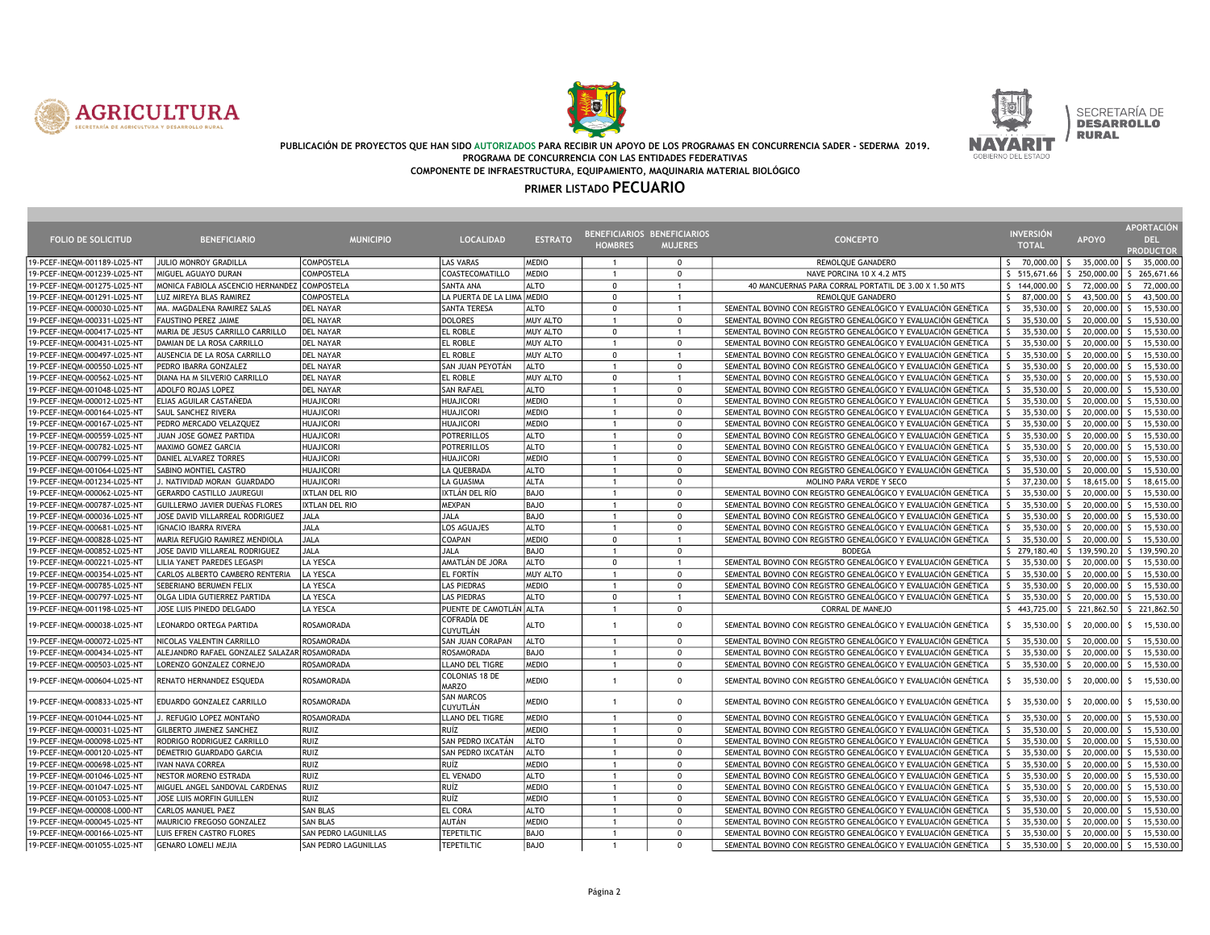**PUBLICACIÓN DE PROYECTOS QUE HAN SIDO AUTORIZADOS PARA RECIBIR UN APOYO DE LOS PROGRAMAS EN CONCURRENCIA SADER - SEDERMA 2019.**
**PROGRAMA DE CONCURRENCIA CON LAS ENTIDADES FEDERATIVAS**
**COMPONENTE DE INFRAESTRUCTURA, EQUIPAMIENTO, MAQUINARIA MATERIAL BIOLÓGICO**

## PRIMER LISTADO PECUARIO

| FOLIO DE SOLICITUD | BENEFICIARIO | MUNICIPIO | LOCALIDAD | ESTRATO | BENEFICIARIOS HOMBRES | BENEFICIARIOS MUJERES | CONCEPTO | INVERSIÓN TOTAL | APOYO | APORTACIÓN DEL PRODUCTOR |
|---|---|---|---|---|---|---|---|---|---|---|
| 19-PCEF-INEQM-001189-L025-NT | JULIO MONROY GRADILLA | COMPOSTELA | LAS VARAS | MEDIO | 1 | 0 | REMOLQUE GANADERO | $ 70,000.00 | $ 35,000.00 | $ 35,000.00 |
| 19-PCEF-INEQM-001239-L025-NT | MIGUEL AGUAYO DURAN | COMPOSTELA | COASTECOMATILLO | MEDIO | 1 | 0 | NAVE PORCINA 10 X 4.2 MTS | $ 515,671.66 | $ 250,000.00 | $ 265,671.66 |
| 19-PCEF-INEQM-001275-L025-NT | MONICA FABIOLA ASCENCIO HERNANDEZ | COMPOSTELA | SANTA ANA | ALTO | 0 | 1 | 40 MANCUERNAS PARA CORRAL PORTATIL DE 3.00 X 1.50 MTS | $ 144,000.00 | $ 72,000.00 | $ 72,000.00 |
| 19-PCEF-INEQM-001291-L025-NT | LUZ MIREYA BLAS RAMIREZ | COMPOSTELA | LA PUERTA DE LA LIMA | MEDIO | 0 | 1 | REMOLQUE GANADERO | $ 87,000.00 | $ 43,500.00 | $ 43,500.00 |
| 19-PCEF-INEQM-000030-L025-NT | MA. MAGDALENA RAMIREZ SALAS | DEL NAYAR | SANTA TERESA | ALTO | 0 | 1 | SEMENTAL BOVINO CON REGISTRO GENEALÓGICO Y EVALUACIÓN GENÉTICA | $ 35,530.00 | $ 20,000.00 | $ 15,530.00 |
| 19-PCEF-INEQM-000331-L025-NT | FAUSTINO PEREZ JAIME | DEL NAYAR | DOLORES | MUY ALTO | 1 | 0 | SEMENTAL BOVINO CON REGISTRO GENEALÓGICO Y EVALUACIÓN GENÉTICA | $ 35,530.00 | $ 20,000.00 | $ 15,530.00 |
| 19-PCEF-INEQM-000417-L025-NT | MARIA DE JESUS CARRILLO CARRILLO | DEL NAYAR | EL ROBLE | MUY ALTO | 0 | 1 | SEMENTAL BOVINO CON REGISTRO GENEALÓGICO Y EVALUACIÓN GENÉTICA | $ 35,530.00 | $ 20,000.00 | $ 15,530.00 |
| 19-PCEF-INEQM-000431-L025-NT | DAMIAN DE LA ROSA CARRILLO | DEL NAYAR | EL ROBLE | MUY ALTO | 1 | 0 | SEMENTAL BOVINO CON REGISTRO GENEALÓGICO Y EVALUACIÓN GENÉTICA | $ 35,530.00 | $ 20,000.00 | $ 15,530.00 |
| 19-PCEF-INEQM-000497-L025-NT | AUSENCIA DE LA ROSA CARRILLO | DEL NAYAR | EL ROBLE | MUY ALTO | 0 | 1 | SEMENTAL BOVINO CON REGISTRO GENEALÓGICO Y EVALUACIÓN GENÉTICA | $ 35,530.00 | $ 20,000.00 | $ 15,530.00 |
| 19-PCEF-INEQM-000550-L025-NT | PEDRO IBARRA GONZALEZ | DEL NAYAR | SAN JUAN PEYOTÁN | ALTO | 1 | 0 | SEMENTAL BOVINO CON REGISTRO GENEALÓGICO Y EVALUACIÓN GENÉTICA | $ 35,530.00 | $ 20,000.00 | $ 15,530.00 |
| 19-PCEF-INEQM-000562-L025-NT | DIANA HA M SILVERIO CARRILLO | DEL NAYAR | EL ROBLE | MUY ALTO | 0 | 1 | SEMENTAL BOVINO CON REGISTRO GENEALÓGICO Y EVALUACIÓN GENÉTICA | $ 35,530.00 | $ 20,000.00 | $ 15,530.00 |
| 19-PCEF-INEQM-001048-L025-NT | ADOLFO ROJAS LOPEZ | DEL NAYAR | SAN RAFAEL | ALTO | 1 | 0 | SEMENTAL BOVINO CON REGISTRO GENEALÓGICO Y EVALUACIÓN GENÉTICA | $ 35,530.00 | $ 20,000.00 | $ 15,530.00 |
| 19-PCEF-INEQM-000012-L025-NT | ELIAS AGUILAR CASTAÑEDA | HUAJICORI | HUAJICORI | MEDIO | 1 | 0 | SEMENTAL BOVINO CON REGISTRO GENEALÓGICO Y EVALUACIÓN GENÉTICA | $ 35,530.00 | $ 20,000.00 | $ 15,530.00 |
| 19-PCEF-INEQM-000164-L025-NT | SAUL SANCHEZ RIVERA | HUAJICORI | HUAJICORI | MEDIO | 1 | 0 | SEMENTAL BOVINO CON REGISTRO GENEALÓGICO Y EVALUACIÓN GENÉTICA | $ 35,530.00 | $ 20,000.00 | $ 15,530.00 |
| 19-PCEF-INEQM-000167-L025-NT | PEDRO MERCADO VELAZQUEZ | HUAJICORI | HUAJICORI | MEDIO | 1 | 0 | SEMENTAL BOVINO CON REGISTRO GENEALÓGICO Y EVALUACIÓN GENÉTICA | $ 35,530.00 | $ 20,000.00 | $ 15,530.00 |
| 19-PCEF-INEQM-000559-L025-NT | JUAN JOSE GOMEZ PARTIDA | HUAJICORI | POTRERILLOS | ALTO | 1 | 0 | SEMENTAL BOVINO CON REGISTRO GENEALÓGICO Y EVALUACIÓN GENÉTICA | $ 35,530.00 | $ 20,000.00 | $ 15,530.00 |
| 19-PCEF-INEQM-000782-L025-NT | MAXIMO GOMEZ GARCIA | HUAJICORI | POTRERILLOS | ALTO | 1 | 0 | SEMENTAL BOVINO CON REGISTRO GENEALÓGICO Y EVALUACIÓN GENÉTICA | $ 35,530.00 | $ 20,000.00 | $ 15,530.00 |
| 19-PCEF-INEQM-000799-L025-NT | DANIEL ALVAREZ TORRES | HUAJICORI | HUAJICORI | MEDIO | 1 | 0 | SEMENTAL BOVINO CON REGISTRO GENEALÓGICO Y EVALUACIÓN GENÉTICA | $ 35,530.00 | $ 20,000.00 | $ 15,530.00 |
| 19-PCEF-INEQM-001064-L025-NT | SABINO MONTIEL CASTRO | HUAJICORI | LA QUEBRADA | ALTO | 1 | 0 | SEMENTAL BOVINO CON REGISTRO GENEALÓGICO Y EVALUACIÓN GENÉTICA | $ 35,530.00 | $ 20,000.00 | $ 15,530.00 |
| 19-PCEF-INEQM-001234-L025-NT | J. NATIVIDAD MORAN GUARDADO | HUAJICORI | LA GUASIMA | ALTA | 1 | 0 | MOLINO PARA VERDE Y SECO | $ 37,230.00 | $ 18,615.00 | $ 18,615.00 |
| 19-PCEF-INEQM-000062-L025-NT | GERARDO CASTILLO JAUREGUI | IXTLAN DEL RIO | IXTLÁN DEL RÍO | BAJO | 1 | 0 | SEMENTAL BOVINO CON REGISTRO GENEALÓGICO Y EVALUACIÓN GENÉTICA | $ 35,530.00 | $ 20,000.00 | $ 15,530.00 |
| 19-PCEF-INEQM-000787-L025-NT | GUILLERMO JAVIER DUEÑAS FLORES | IXTLAN DEL RIO | MEXPAN | BAJO | 1 | 0 | SEMENTAL BOVINO CON REGISTRO GENEALÓGICO Y EVALUACIÓN GENÉTICA | $ 35,530.00 | $ 20,000.00 | $ 15,530.00 |
| 19-PCEF-INEQM-000036-L025-NT | JOSE DAVID VILLARREAL RODRIGUEZ | JALA | JALA | BAJO | 1 | 0 | SEMENTAL BOVINO CON REGISTRO GENEALÓGICO Y EVALUACIÓN GENÉTICA | $ 35,530.00 | $ 20,000.00 | $ 15,530.00 |
| 19-PCEF-INEQM-000681-L025-NT | IGNACIO IBARRA RIVERA | JALA | LOS AGUAJES | ALTO | 1 | 0 | SEMENTAL BOVINO CON REGISTRO GENEALÓGICO Y EVALUACIÓN GENÉTICA | $ 35,530.00 | $ 20,000.00 | $ 15,530.00 |
| 19-PCEF-INEQM-000828-L025-NT | MARIA REFUGIO RAMIREZ MENDIOLA | JALA | COAPAN | MEDIO | 0 | 1 | SEMENTAL BOVINO CON REGISTRO GENEALÓGICO Y EVALUACIÓN GENÉTICA | $ 35,530.00 | $ 20,000.00 | $ 15,530.00 |
| 19-PCEF-INEQM-000852-L025-NT | JOSE DAVID VILLAREAL RODRIGUEZ | JALA | JALA | BAJO | 1 | 0 | BODEGA | $ 279,180.40 | $ 139,590.20 | $ 139,590.20 |
| 19-PCEF-INEQM-000221-L025-NT | LILIA YANET PAREDES LEGASPI | LA YESCA | AMATLÁN DE JORA | ALTO | 0 | 1 | SEMENTAL BOVINO CON REGISTRO GENEALÓGICO Y EVALUACIÓN GENÉTICA | $ 35,530.00 | $ 20,000.00 | $ 15,530.00 |
| 19-PCEF-INEQM-000354-L025-NT | CARLOS ALBERTO CAMBERO RENTERIA | LA YESCA | EL FORTÍN | MUY ALTO | 1 | 0 | SEMENTAL BOVINO CON REGISTRO GENEALÓGICO Y EVALUACIÓN GENÉTICA | $ 35,530.00 | $ 20,000.00 | $ 15,530.00 |
| 19-PCEF-INEQM-000785-L025-NT | SEBERIANO BERUMEN FELIX | LA YESCA | LAS PIEDRAS | MEDIO | 1 | 0 | SEMENTAL BOVINO CON REGISTRO GENEALÓGICO Y EVALUACIÓN GENÉTICA | $ 35,530.00 | $ 20,000.00 | $ 15,530.00 |
| 19-PCEF-INEQM-000797-L025-NT | OLGA LIDIA GUTIERREZ PARTIDA | LA YESCA | LAS PIEDRAS | ALTO | 0 | 1 | SEMENTAL BOVINO CON REGISTRO GENEALÓGICO Y EVALUACIÓN GENÉTICA | $ 35,530.00 | $ 20,000.00 | $ 15,530.00 |
| 19-PCEF-INEQM-001198-L025-NT | JOSE LUIS PINEDO DELGADO | LA YESCA | PUENTE DE CAMOTLÁN | ALTA | 1 | 0 | CORRAL DE MANEJO | $ 443,725.00 | $ 221,862.50 | $ 221,862.50 |
| 19-PCEF-INEQM-000038-L025-NT | LEONARDO ORTEGA PARTIDA | ROSAMORADA | COFRADÍA DE CUYUTLÁN | ALTO | 1 | 0 | SEMENTAL BOVINO CON REGISTRO GENEALÓGICO Y EVALUACIÓN GENÉTICA | $ 35,530.00 | $ 20,000.00 | $ 15,530.00 |
| 19-PCEF-INEQM-000072-L025-NT | NICOLAS VALENTIN CARRILLO | ROSAMORADA | SAN JUAN CORAPAN | ALTO | 1 | 0 | SEMENTAL BOVINO CON REGISTRO GENEALÓGICO Y EVALUACIÓN GENÉTICA | $ 35,530.00 | $ 20,000.00 | $ 15,530.00 |
| 19-PCEF-INEQM-000434-L025-NT | ALEJANDRO RAFAEL GONZALEZ SALAZAR | ROSAMORADA | ROSAMORADA | BAJO | 1 | 0 | SEMENTAL BOVINO CON REGISTRO GENEALÓGICO Y EVALUACIÓN GENÉTICA | $ 35,530.00 | $ 20,000.00 | $ 15,530.00 |
| 19-PCEF-INEQM-000503-L025-NT | LORENZO GONZALEZ CORNEJO | ROSAMORADA | LLANO DEL TIGRE | MEDIO | 1 | 0 | SEMENTAL BOVINO CON REGISTRO GENEALÓGICO Y EVALUACIÓN GENÉTICA | $ 35,530.00 | $ 20,000.00 | $ 15,530.00 |
| 19-PCEF-INEQM-000604-L025-NT | RENATO HERNANDEZ ESQUEDA | ROSAMORADA | COLONIAS 18 DE MARZO | MEDIO | 1 | 0 | SEMENTAL BOVINO CON REGISTRO GENEALÓGICO Y EVALUACIÓN GENÉTICA | $ 35,530.00 | $ 20,000.00 | $ 15,530.00 |
| 19-PCEF-INEQM-000833-L025-NT | EDUARDO GONZALEZ CARRILLO | ROSAMORADA | SAN MARCOS CUYUTLÁN | MEDIO | 1 | 0 | SEMENTAL BOVINO CON REGISTRO GENEALÓGICO Y EVALUACIÓN GENÉTICA | $ 35,530.00 | $ 20,000.00 | $ 15,530.00 |
| 19-PCEF-INEQM-001044-L025-NT | J. REFUGIO LOPEZ MONTAÑO | ROSAMORADA | LLANO DEL TIGRE | MEDIO | 1 | 0 | SEMENTAL BOVINO CON REGISTRO GENEALÓGICO Y EVALUACIÓN GENÉTICA | $ 35,530.00 | $ 20,000.00 | $ 15,530.00 |
| 19-PCEF-INEQM-000031-L025-NT | GILBERTO JIMENEZ SANCHEZ | RUIZ | RUÍZ | MEDIO | 1 | 0 | SEMENTAL BOVINO CON REGISTRO GENEALÓGICO Y EVALUACIÓN GENÉTICA | $ 35,530.00 | $ 20,000.00 | $ 15,530.00 |
| 19-PCEF-INEQM-000098-L025-NT | RODRIGO RODRIGUEZ CARRILLO | RUIZ | SAN PEDRO IXCATÁN | ALTO | 1 | 0 | SEMENTAL BOVINO CON REGISTRO GENEALÓGICO Y EVALUACIÓN GENÉTICA | $ 35,530.00 | $ 20,000.00 | $ 15,530.00 |
| 19-PCEF-INEQM-000120-L025-NT | DEMETRIO GUARDADO GARCIA | RUIZ | SAN PEDRO IXCATÁN | ALTO | 1 | 0 | SEMENTAL BOVINO CON REGISTRO GENEALÓGICO Y EVALUACIÓN GENÉTICA | $ 35,530.00 | $ 20,000.00 | $ 15,530.00 |
| 19-PCEF-INEQM-000698-L025-NT | IVAN NAVA CORREA | RUIZ | RUÍZ | MEDIO | 1 | 0 | SEMENTAL BOVINO CON REGISTRO GENEALÓGICO Y EVALUACIÓN GENÉTICA | $ 35,530.00 | $ 20,000.00 | $ 15,530.00 |
| 19-PCEF-INEQM-001046-L025-NT | NESTOR MORENO ESTRADA | RUIZ | EL VENADO | ALTO | 1 | 0 | SEMENTAL BOVINO CON REGISTRO GENEALÓGICO Y EVALUACIÓN GENÉTICA | $ 35,530.00 | $ 20,000.00 | $ 15,530.00 |
| 19-PCEF-INEQM-001047-L025-NT | MIGUEL ANGEL SANDOVAL CARDENAS | RUIZ | RUÍZ | MEDIO | 1 | 0 | SEMENTAL BOVINO CON REGISTRO GENEALÓGICO Y EVALUACIÓN GENÉTICA | $ 35,530.00 | $ 20,000.00 | $ 15,530.00 |
| 19-PCEF-INEQM-001053-L025-NT | JOSE LUIS MORFIN GUILLEN | RUIZ | RUÍZ | MEDIO | 1 | 0 | SEMENTAL BOVINO CON REGISTRO GENEALÓGICO Y EVALUACIÓN GENÉTICA | $ 35,530.00 | $ 20,000.00 | $ 15,530.00 |
| 19-PCEF-INEQM-000008-L000-NT | CARLOS MANUEL PAEZ | SAN BLAS | EL CORA | ALTO | 1 | 0 | SEMENTAL BOVINO CON REGISTRO GENEALÓGICO Y EVALUACIÓN GENÉTICA | $ 35,530.00 | $ 20,000.00 | $ 15,530.00 |
| 19-PCEF-INEQM-000045-L025-NT | MAURICIO FREGOSO GONZALEZ | SAN BLAS | AUTÁN | MEDIO | 1 | 0 | SEMENTAL BOVINO CON REGISTRO GENEALÓGICO Y EVALUACIÓN GENÉTICA | $ 35,530.00 | $ 20,000.00 | $ 15,530.00 |
| 19-PCEF-INEQM-000166-L025-NT | LUIS EFREN CASTRO FLORES | SAN PEDRO LAGUNILLAS | TEPETILTIC | BAJO | 1 | 0 | SEMENTAL BOVINO CON REGISTRO GENEALÓGICO Y EVALUACIÓN GENÉTICA | $ 35,530.00 | $ 20,000.00 | $ 15,530.00 |
| 19-PCEF-INEQM-001055-L025-NT | GENARO LOMELI MEJIA | SAN PEDRO LAGUNILLAS | TEPETILTIC | BAJO | 1 | 0 | SEMENTAL BOVINO CON REGISTRO GENEALÓGICO Y EVALUACIÓN GENÉTICA | $ 35,530.00 | $ 20,000.00 | $ 15,530.00 |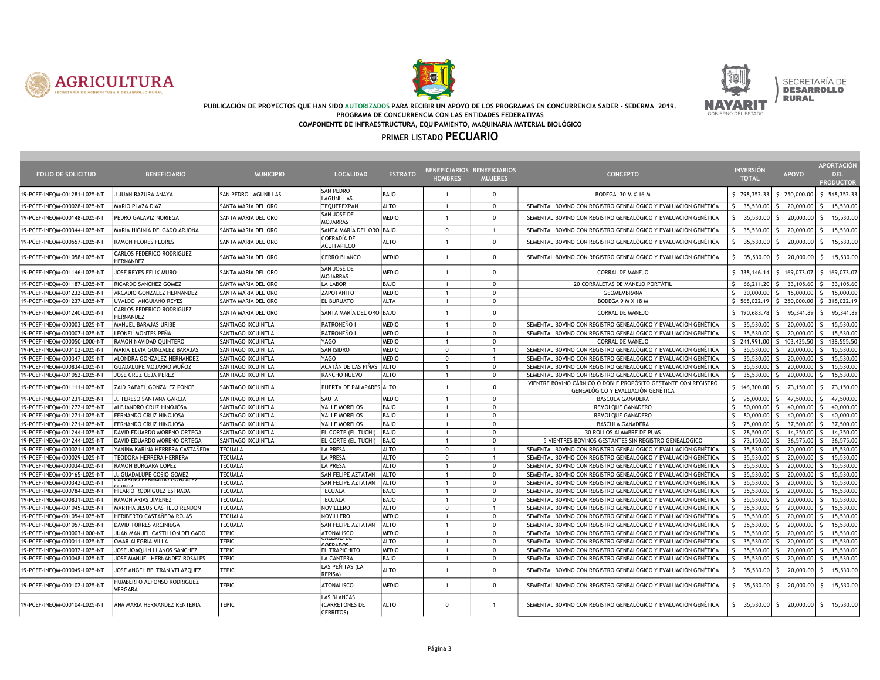PUBLICACIÓN DE PROYECTOS QUE HAN SIDO AUTORIZADOS PARA RECIBIR UN APOYO DE LOS PROGRAMAS EN CONCURRENCIA SADER - SEDERMA 2019.
PROGRAMA DE CONCURRENCIA CON LAS ENTIDADES FEDERATIVAS
COMPONENTE DE INFRAESTRUCTURA, EQUIPAMIENTO, MAQUINARIA MATERIAL BIOLÓGICO

# PRIMER LISTADO PECUARIO

| FOLIO DE SOLICITUD | BENEFICIARIO | MUNICIPIO | LOCALIDAD | ESTRATO | BENEFICIARIOS HOMBRES | BENEFICIARIOS MUJERES | CONCEPTO | INVERSIÓN TOTAL | APOYO | APORTACIÓN DEL PRODUCTOR |
|---|---|---|---|---|---|---|---|---|---|---|
| 19-PCEF-INEQM-001281-L025-NT | J JUAN RAZURA ANAYA | SAN PEDRO LAGUNILLAS | SAN PEDRO LAGUNILLAS | BAJO | 1 | 0 | BODEGA 30 M X 16 M | $ 798,352.33 | $ 250,000.00 | $ 548,352.33 |
| 19-PCEF-INEQM-000028-L025-NT | MARIO PLAZA DIAZ | SANTA MARIA DEL ORO | TEQUEPEXPAN | ALTO | 1 | 0 | SEMENTAL BOVINO CON REGISTRO GENEALÓGICO Y EVALUACIÓN GENÉTICA | $ 35,530.00 | $ 20,000.00 | $ 15,530.00 |
| 19-PCEF-INEQM-000148-L025-NT | PEDRO GALAVIZ NORIEGA | SANTA MARIA DEL ORO | SAN JOSÉ DE MOJARRAS | MEDIO | 1 | 0 | SEMENTAL BOVINO CON REGISTRO GENEALÓGICO Y EVALUACIÓN GENÉTICA | $ 35,530.00 | $ 20,000.00 | $ 15,530.00 |
| 19-PCEF-INEQM-000344-L025-NT | MARIA HIGINIA DELGADO ARJONA | SANTA MARIA DEL ORO | SANTA MARÍA DEL ORO | BAJO | 0 | 1 | SEMENTAL BOVINO CON REGISTRO GENEALÓGICO Y EVALUACIÓN GENÉTICA | $ 35,530.00 | $ 20,000.00 | $ 15,530.00 |
| 19-PCEF-INEQM-000557-L025-NT | RAMON FLORES FLORES | SANTA MARIA DEL ORO | COFRADÍA DE ACUITAPILCO | ALTO | 1 | 0 | SEMENTAL BOVINO CON REGISTRO GENEALÓGICO Y EVALUACIÓN GENÉTICA | $ 35,530.00 | $ 20,000.00 | $ 15,530.00 |
| 19-PCEF-INEQM-001058-L025-NT | CARLOS FEDERICO RODRIGUEZ HERNANDEZ | SANTA MARIA DEL ORO | CERRO BLANCO | MEDIO | 1 | 0 | SEMENTAL BOVINO CON REGISTRO GENEALÓGICO Y EVALUACIÓN GENÉTICA | $ 35,530.00 | $ 20,000.00 | $ 15,530.00 |
| 19-PCEF-INEQM-001146-L025-NT | JOSE REYES FELIX MURO | SANTA MARIA DEL ORO | SAN JOSÉ DE MOJARRAS | MEDIO | 1 | 0 | CORRAL DE MANEJO | $ 338,146.14 | $ 169,073.07 | $ 169,073.07 |
| 19-PCEF-INEQM-001187-L025-NT | RICARDO SANCHEZ GOMEZ | SANTA MARIA DEL ORO | LA LABOR | BAJO | 1 | 0 | 20 CORRALETAS DE MANEJO PORTÁTIL | $ 66,211.20 | $ 33,105.60 | $ 33,105.60 |
| 19-PCEF-INEQM-001232-L025-NT | ARCADIO GONZALEZ HERNANDEZ | SANTA MARIA DEL ORO | ZAPOTANITO | MEDIO | 1 | 0 | GEOMEMBRANA | $ 30,000.00 | $ 15,000.00 | $ 15,000.00 |
| 19-PCEF-INEQM-001237-L025-NT | UVALDO ANGUIANO REYES | SANTA MARIA DEL ORO | EL BURUATO | ALTA | 1 | 0 | BODEGA 9 M X 18 M | $ 568,022.19 | $ 250,000.00 | $ 318,022.19 |
| 19-PCEF-INEQM-001240-L025-NT | CARLOS FEDERICO RODRIGUEZ HERNANDEZ | SANTA MARIA DEL ORO | SANTA MARÍA DEL ORO | BAJO | 1 | 0 | CORRAL DE MANEJO | $ 190,683.78 | $ 95,341.89 | $ 95,341.89 |
| 19-PCEF-INEQM-000003-L025-NT | MANUEL BARAJAS URIBE | SANTIAGO IXCUINTLA | PATROÑEÑO I | MEDIO | 1 | 0 | SEMENTAL BOVINO CON REGISTRO GENEALÓGICO Y EVALUACIÓN GENÉTICA | $ 35,530.00 | $ 20,000.00 | $ 15,530.00 |
| 19-PCEF-INEQM-000007-L025-NT | LEONEL MONTES PEÑA | SANTIAGO IXCUINTLA | PATRONEÑO I | MEDIO | 1 | 0 | SEMENTAL BOVINO CON REGISTRO GENEALÓGICO Y EVALUACIÓN GENÉTICA | $ 35,530.00 | $ 20,000.00 | $ 15,530.00 |
| 19-PCEF-INEQM-000050-L000-NT | RAMON NAVIDAD QUINTERO | SANTIAGO IXCUINTLA | YAGO | MEDIO | 1 | 0 | CORRAL DE MANEJO | $ 241,991.00 | $ 103,435.50 | $ 138,555.50 |
| 19-PCEF-INEQM-000103-L025-NT | MARIA ELVIA GONZALEZ BARAJAS | SANTIAGO IXCUINTLA | SAN ISIDRO | MEDIO | 0 | 1 | SEMENTAL BOVINO CON REGISTRO GENEALÓGICO Y EVALUACIÓN GENÉTICA | $ 35,530.00 | $ 20,000.00 | $ 15,530.00 |
| 19-PCEF-INEQM-000347-L025-NT | ALONDRA GONZALEZ HERNANDEZ | SANTIAGO IXCUINTLA | YAGO | MEDIO | 0 | 1 | SEMENTAL BOVINO CON REGISTRO GENEALÓGICO Y EVALUACIÓN GENÉTICA | $ 35,530.00 | $ 20,000.00 | $ 15,530.00 |
| 19-PCEF-INEQM-000834-L025-NT | GUADALUPE MOJARRO MUÑOZ | SANTIAGO IXCUINTLA | ACATÁN DE LAS PIÑAS | ALTO | 1 | 0 | SEMENTAL BOVINO CON REGISTRO GENEALÓGICO Y EVALUACIÓN GENÉTICA | $ 35,530.00 | $ 20,000.00 | $ 15,530.00 |
| 19-PCEF-INEQM-001052-L025-NT | JOSE CRUZ CEJA PEREZ | SANTIAGO IXCUINTLA | RANCHO NUEVO | ALTO | 1 | 0 | SEMENTAL BOVINO CON REGISTRO GENEALÓGICO Y EVALUACIÓN GENÉTICA | $ 35,530.00 | $ 20,000.00 | $ 15,530.00 |
| 19-PCEF-INEQM-001111-L025-NT | ZAID RAFAEL GONZALEZ PONCE | SANTIAGO IXCUINTLA | PUERTA DE PALAPARES | ALTO | 1 | 0 | VIENTRE BOVINO CÁRNICO O DOBLE PROPÓSITO GESTANTE CON REGISTRO GENEALÓGICO Y EVALUACIÓN GENÉTICA | $ 146,300.00 | $ 73,150.00 | $ 73,150.00 |
| 19-PCEF-INEQM-001231-L025-NT | J. TERESO SANTANA GARCIA | SANTIAGO IXCUINTLA | SAUTA | MEDIO | 1 | 0 | BASCULA GANADERA | $ 95,000.00 | $ 47,500.00 | $ 47,500.00 |
| 19-PCEF-INEQM-001272-L025-NT | ALEJANDRO CRUZ HINOJOSA | SANTIAGO IXCUINTLA | VALLE MORELOS | BAJO | 1 | 0 | REMOLQUE GANADERO | $ 80,000.00 | $ 40,000.00 | $ 40,000.00 |
| 19-PCEF-INEQM-001271-L025-NT | FERNANDO CRUZ HINOJOSA | SANTIAGO IXCUINTLA | VALLE MORELOS | BAJO | 1 | 0 | REMOLQUE GANADERO | $ 80,000.00 | $ 40,000.00 | $ 40,000.00 |
| 19-PCEF-INEQM-001271-L025-NT | FERNANDO CRUZ HINOJOSA | SANTIAGO IXCUINTLA | VALLE MORELOS | BAJO | 1 | 0 | BASCULA GANADERA | $ 75,000.00 | $ 37,500.00 | $ 37,500.00 |
| 19-PCEF-INEQM-001244-L025-NT | DAVID EDUARDO MORENO ORTEGA | SANTIAGO IXCUINTLA | EL CORTE (EL TUCHI) | BAJO | 1 | 0 | 30 ROLLOS ALAMBRE DE PUAS | $ 28,500.00 | $ 14,250.00 | $ 14,250.00 |
| 19-PCEF-INEQM-001244-L025-NT | DAVID EDUARDO MORENO ORTEGA | SANTIAGO IXCUINTLA | EL CORTE (EL TUCHI) | BAJO | 1 | 0 | 5 VIENTRES BOVINOS GESTANTES SIN REGISTRO GENEALOGICO | $ 73,150.00 | $ 36,575.00 | $ 36,575.00 |
| 19-PCEF-INEQM-000021-L025-NT | YANINA KARINA HERRERA CASTAÑEDA | TECUALA | LA PRESA | ALTO | 0 | 1 | SEMENTAL BOVINO CON REGISTRO GENEALÓGICO Y EVALUACIÓN GENÉTICA | $ 35,530.00 | $ 20,000.00 | $ 15,530.00 |
| 19-PCEF-INEQM-000029-L025-NT | TEODORA HERRERA HERRERA | TECUALA | LA PRESA | ALTO | 0 | 1 | SEMENTAL BOVINO CON REGISTRO GENEALÓGICO Y EVALUACIÓN GENÉTICA | $ 35,530.00 | $ 20,000.00 | $ 15,530.00 |
| 19-PCEF-INEQM-000034-L025-NT | RAMON BURGARA LOPEZ | TECUALA | LA PRESA | ALTO | 1 | 0 | SEMENTAL BOVINO CON REGISTRO GENEALÓGICO Y EVALUACIÓN GENÉTICA | $ 35,530.00 | $ 20,000.00 | $ 15,530.00 |
| 19-PCEF-INEQM-000165-L025-NT | J. GUADALUPE COSIO GOMEZ | TECUALA | SAN FELIPE AZTATÁN | ALTO | 1 | 0 | SEMENTAL BOVINO CON REGISTRO GENEALÓGICO Y EVALUACIÓN GENÉTICA | $ 35,530.00 | $ 20,000.00 | $ 15,530.00 |
| 19-PCEF-INEQM-000342-L025-NT | CATARINO FERNANDO GONZALEZ OLVERA | TECUALA | SAN FELIPE AZTATÁN | ALTO | 1 | 0 | SEMENTAL BOVINO CON REGISTRO GENEALÓGICO Y EVALUACIÓN GENÉTICA | $ 35,530.00 | $ 20,000.00 | $ 15,530.00 |
| 19-PCEF-INEQM-000784-L025-NT | HILARIO RODRIGUEZ ESTRADA | TECUALA | TECUALA | BAJO | 1 | 0 | SEMENTAL BOVINO CON REGISTRO GENEALÓGICO Y EVALUACIÓN GENÉTICA | $ 35,530.00 | $ 20,000.00 | $ 15,530.00 |
| 19-PCEF-INEQM-000831-L025-NT | RAMON ARIAS JIMENEZ | TECUALA | TECUALA | BAJO | 1 | 0 | SEMENTAL BOVINO CON REGISTRO GENEALÓGICO Y EVALUACIÓN GENÉTICA | $ 35,530.00 | $ 20,000.00 | $ 15,530.00 |
| 19-PCEF-INEQM-001045-L025-NT | MARTHA JESUS CASTILLO RENDON | TECUALA | NOVILLERO | ALTO | 0 | 1 | SEMENTAL BOVINO CON REGISTRO GENEALÓGICO Y EVALUACIÓN GENÉTICA | $ 35,530.00 | $ 20,000.00 | $ 15,530.00 |
| 19-PCEF-INEQM-001054-L025-NT | HERIBERTO CASTAÑEDA ROJAS | TECUALA | NOVILLERO | MEDIO | 1 | 0 | SEMENTAL BOVINO CON REGISTRO GENEALÓGICO Y EVALUACIÓN GENÉTICA | $ 35,530.00 | $ 20,000.00 | $ 15,530.00 |
| 19-PCEF-INEQM-001057-L025-NT | DAVID TORRES ARCINIEGA | TECUALA | SAN FELIPE AZTATÁN | ALTO | 1 | 0 | SEMENTAL BOVINO CON REGISTRO GENEALÓGICO Y EVALUACIÓN GENÉTICA | $ 35,530.00 | $ 20,000.00 | $ 15,530.00 |
| 19-PCEF-INEQM-000003-L000-NT | JUAN MANUEL CASTILLON DELGADO | TEPIC | ATONALISCO | MEDIO | 1 | 0 | SEMENTAL BOVINO CON REGISTRO GENEALÓGICO Y EVALUACIÓN GENÉTICA | $ 35,530.00 | $ 20,000.00 | $ 15,530.00 |
| 19-PCEF-INEQM-000011-L025-NT | OMAR ALEGRIA VILLA | TEPIC | CALERAS DE COFRADOS | ALTO | 1 | 0 | SEMENTAL BOVINO CON REGISTRO GENEALÓGICO Y EVALUACIÓN GENÉTICA | $ 35,530.00 | $ 20,000.00 | $ 15,530.00 |
| 19-PCEF-INEQM-000032-L025-NT | JOSE JOAQUIN LLANOS SANCHEZ | TEPIC | EL TRAPICHITO | MEDIO | 1 | 0 | SEMENTAL BOVINO CON REGISTRO GENEALÓGICO Y EVALUACIÓN GENÉTICA | $ 35,530.00 | $ 20,000.00 | $ 15,530.00 |
| 19-PCEF-INEQM-000048-L025-NT | JOSE MANUEL HERNANDEZ ROSALES | TEPIC | LA CANTERA | BAJO | 1 | 0 | SEMENTAL BOVINO CON REGISTRO GENEALÓGICO Y EVALUACIÓN GENÉTICA | $ 35,530.00 | $ 20,000.00 | $ 15,530.00 |
| 19-PCEF-INEQM-000049-L025-NT | JOSE ANGEL BELTRAN VELAZQUEZ | TEPIC | LAS PEÑITAS (LA REPISA) | ALTO | 1 | 0 | SEMENTAL BOVINO CON REGISTRO GENEALÓGICO Y EVALUACIÓN GENÉTICA | $ 35,530.00 | $ 20,000.00 | $ 15,530.00 |
| 19-PCEF-INEQM-000102-L025-NT | HUMBERTO ALFONSO RODRIGUEZ VERGARA | TEPIC | ATONALISCO | MEDIO | 1 | 0 | SEMENTAL BOVINO CON REGISTRO GENEALÓGICO Y EVALUACIÓN GENÉTICA | $ 35,530.00 | $ 20,000.00 | $ 15,530.00 |
| 19-PCEF-INEQM-000104-L025-NT | ANA MARIA HERNANDEZ RENTERIA | TEPIC | LAS BLANCAS (CARRETONES DE CERRITOS) | ALTO | 0 | 1 | SEMENTAL BOVINO CON REGISTRO GENEALÓGICO Y EVALUACIÓN GENÉTICA | $ 35,530.00 | $ 20,000.00 | $ 15,530.00 |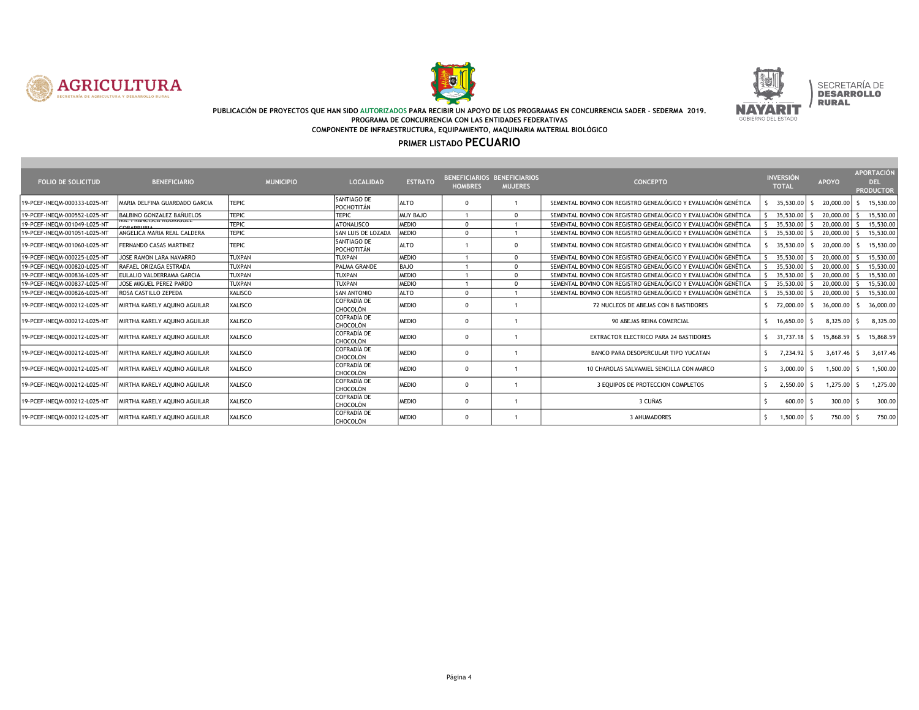**PUBLICACIÓN DE PROYECTOS QUE HAN SIDO AUTORIZADOS PARA RECIBIR UN APOYO DE LOS PROGRAMAS EN CONCURRENCIA SADER - SEDERMA 2019.**

**PROGRAMA DE CONCURRENCIA CON LAS ENTIDADES FEDERATIVAS**

**COMPONENTE DE INFRAESTRUCTURA, EQUIPAMIENTO, MAQUINARIA MATERIAL BIOLÓGICO**

## PRIMER LISTADO PECUARIO

| FOLIO DE SOLICITUD | BENEFICIARIO | MUNICIPIO | LOCALIDAD | ESTRATO | BENEFICIARIOS HOMBRES | BENEFICIARIOS MUJERES | CONCEPTO | INVERSIÓN TOTAL | APOYO | APORTACIÓN DEL PRODUCTOR |
|---|---|---|---|---|---|---|---|---|---|---|
| 19-PCEF-INEQM-000333-L025-NT | MARIA DELFINA GUARDADO GARCIA | TEPIC | SANTIAGO DE POCHOTITÁN | ALTO | 0 | 1 | SEMENTAL BOVINO CON REGISTRO GENEALÓGICO Y EVALUACIÓN GENÉTICA | $ 35,530.00 | $ 20,000.00 | $ 15,530.00 |
| 19-PCEF-INEQM-000552-L025-NT | BALBINO GONZALEZ BAÑUELOS | TEPIC | TEPIC | MUY BAJO | 1 | 0 | SEMENTAL BOVINO CON REGISTRO GENEALÓGICO Y EVALUACIÓN GENÉTICA | $ 35,530.00 | $ 20,000.00 | $ 15,530.00 |
| 19-PCEF-INEQM-001049-L025-NT | MA. FRANCISCA RODRIGUEZ COBARRUBIA | TEPIC | ATONALISCO | MEDIO | 0 | 1 | SEMENTAL BOVINO CON REGISTRO GENEALÓGICO Y EVALUACIÓN GENÉTICA | $ 35,530.00 | $ 20,000.00 | $ 15,530.00 |
| 19-PCEF-INEQM-001051-L025-NT | ANGELICA MARIA REAL CALDERA | TEPIC | SAN LUIS DE LOZADA | MEDIO | 0 | 1 | SEMENTAL BOVINO CON REGISTRO GENEALÓGICO Y EVALUACIÓN GENÉTICA | $ 35,530.00 | $ 20,000.00 | $ 15,530.00 |
| 19-PCEF-INEQM-001060-L025-NT | FERNANDO CASAS MARTINEZ | TEPIC | SANTIAGO DE POCHOTITÁN | ALTO | 1 | 0 | SEMENTAL BOVINO CON REGISTRO GENEALÓGICO Y EVALUACIÓN GENÉTICA | $ 35,530.00 | $ 20,000.00 | $ 15,530.00 |
| 19-PCEF-INEQM-000225-L025-NT | JOSE RAMON LARA NAVARRO | TUXPAN | TUXPAN | MEDIO | 1 | 0 | SEMENTAL BOVINO CON REGISTRO GENEALÓGICO Y EVALUACIÓN GENÉTICA | $ 35,530.00 | $ 20,000.00 | $ 15,530.00 |
| 19-PCEF-INEQM-000820-L025-NT | RAFAEL ORIZAGA ESTRADA | TUXPAN | PALMA GRANDE | BAJO | 1 | 0 | SEMENTAL BOVINO CON REGISTRO GENEALÓGICO Y EVALUACIÓN GENÉTICA | $ 35,530.00 | $ 20,000.00 | $ 15,530.00 |
| 19-PCEF-INEQM-000836-L025-NT | EULALIO VALDERRAMA GARCIA | TUXPAN | TUXPAN | MEDIO | 1 | 0 | SEMENTAL BOVINO CON REGISTRO GENEALÓGICO Y EVALUACIÓN GENÉTICA | $ 35,530.00 | $ 20,000.00 | $ 15,530.00 |
| 19-PCEF-INEQM-000837-L025-NT | JOSE MIGUEL PEREZ PARDO | TUXPAN | TUXPAN | MEDIO | 1 | 0 | SEMENTAL BOVINO CON REGISTRO GENEALÓGICO Y EVALUACIÓN GENÉTICA | $ 35,530.00 | $ 20,000.00 | $ 15,530.00 |
| 19-PCEF-INEQM-000826-L025-NT | ROSA CASTILLO ZEPEDA | XALISCO | SAN ANTONIO | ALTO | 0 | 1 | SEMENTAL BOVINO CON REGISTRO GENEALÓGICO Y EVALUACIÓN GENÉTICA | $ 35,530.00 | $ 20,000.00 | $ 15,530.00 |
| 19-PCEF-INEQM-000212-L025-NT | MIRTHA KARELY AQUINO AGUILAR | XALISCO | COFRADÍA DE CHOCOLÓN | MEDIO | 0 | 1 | 72 NUCLEOS DE ABEJAS CON 8 BASTIDORES | $ 72,000.00 | $ 36,000.00 | $ 36,000.00 |
| 19-PCEF-INEQM-000212-L025-NT | MIRTHA KARELY AQUINO AGUILAR | XALISCO | COFRADÍA DE CHOCOLÓN | MEDIO | 0 | 1 | 90 ABEJAS REINA COMERCIAL | $ 16,650.00 | $ 8,325.00 | $ 8,325.00 |
| 19-PCEF-INEQM-000212-L025-NT | MIRTHA KARELY AQUINO AGUILAR | XALISCO | COFRADÍA DE CHOCOLÓN | MEDIO | 0 | 1 | EXTRACTOR ELECTRICO PARA 24 BASTIDORES | $ 31,737.18 | $ 15,868.59 | $ 15,868.59 |
| 19-PCEF-INEQM-000212-L025-NT | MIRTHA KARELY AQUINO AGUILAR | XALISCO | COFRADÍA DE CHOCOLÓN | MEDIO | 0 | 1 | BANCO PARA DESOPERCULAR TIPO YUCATAN | $ 7,234.92 | $ 3,617.46 | $ 3,617.46 |
| 19-PCEF-INEQM-000212-L025-NT | MIRTHA KARELY AQUINO AGUILAR | XALISCO | COFRADÍA DE CHOCOLÓN | MEDIO | 0 | 1 | 10 CHAROLAS SALVAMIEL SENCILLA CON MARCO | $ 3,000.00 | $ 1,500.00 | $ 1,500.00 |
| 19-PCEF-INEQM-000212-L025-NT | MIRTHA KARELY AQUINO AGUILAR | XALISCO | COFRADÍA DE CHOCOLÓN | MEDIO | 0 | 1 | 3 EQUIPOS DE PROTECCION COMPLETOS | $ 2,550.00 | $ 1,275.00 | $ 1,275.00 |
| 19-PCEF-INEQM-000212-L025-NT | MIRTHA KARELY AQUINO AGUILAR | XALISCO | COFRADÍA DE CHOCOLÓN | MEDIO | 0 | 1 | 3 CUÑAS | $ 600.00 | $ 300.00 | $ 300.00 |
| 19-PCEF-INEQM-000212-L025-NT | MIRTHA KARELY AQUINO AGUILAR | XALISCO | COFRADÍA DE CHOCOLÓN | MEDIO | 0 | 1 | 3 AHUMADORES | $ 1,500.00 | $ 750.00 | $ 750.00 |